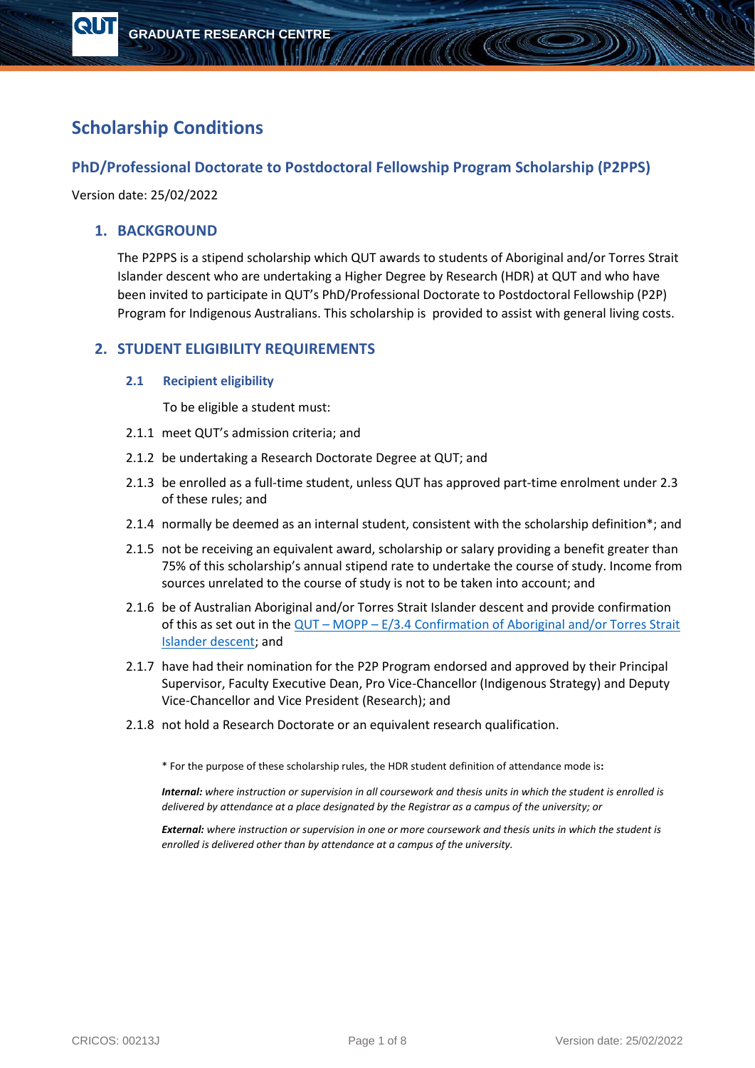# Scholarship Conditions

## PhD/Professional Doctorate to Postdoctoral Fellowship Program Scholarship (P2PPS)

Version date: 25/02/2022

### 1. BACKGROUND

The P2PPS is a stipend scholarship which QUT awards to students of Aboriginal and/or Torres Strait Islander descent who are undertaking a Higher Degree by Research (HDR) at QUT and who have been invited to participate in QUT's PhD/Professional Doctorate to Postdoctoral Fellowship (P2P) Program for Indigenous Australians. This scholarship is provided to assist with general living costs.

### 2. STUDENT ELIGIBILITY REQUIREMENTS

#### 2.1 Recipient eligibility

To be eligible a student must:

2.1.1 meet QUT's admission criteria; and

2.1.2 be undertaking a Research Doctorate Degree at QUT; and

2.1.3 be enrolled as a full-time student, unless QUT has approved part-time enrolment under 2.3 of these rules; and

2.1.4 normally be deemed as an internal student, consistent with the scholarship definition*; and

2.1.5 not be receiving an equivalent award, scholarship or salary providing a benefit greater than 75% of this scholarship's annual stipend rate to undertake the course of study. Income from sources unrelated to the course of study is not to be taken into account; and

2.1.6 be of Australian Aboriginal and/or Torres Strait Islander descent and provide confirmation of this as set out in the [QUT – MOPP – E/3.4 Confirmation of Aboriginal and/or Torres Strait Islander descent]; and

2.1.7 have had their nomination for the P2P Program endorsed and approved by their Principal Supervisor, Faculty Executive Dean, Pro Vice-Chancellor (Indigenous Strategy) and Deputy Vice-Chancellor and Vice President (Research); and

2.1.8 not hold a Research Doctorate or an equivalent research qualification.

* For the purpose of these scholarship rules, the HDR student definition of attendance mode is**:**

***Internal:*** *where instruction or supervision in all coursework and thesis units in which the student is enrolled is delivered by attendance at a place designated by the Registrar as a campus of the university; or*

***External:*** *where instruction or supervision in one or more coursework and thesis units in which the student is enrolled is delivered other than by attendance at a campus of the university.*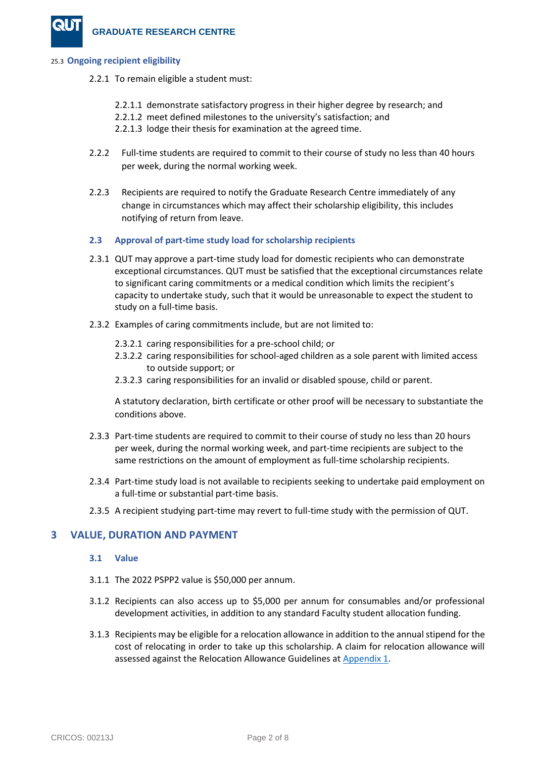### 25.3 Ongoing recipient eligibility

2.2.1 To remain eligible a student must:

2.2.1.1 demonstrate satisfactory progress in their higher degree by research; and
2.2.1.2 meet defined milestones to the university's satisfaction; and
2.2.1.3 lodge their thesis for examination at the agreed time.

2.2.2 Full-time students are required to commit to their course of study no less than 40 hours per week, during the normal working week.

2.2.3 Recipients are required to notify the Graduate Research Centre immediately of any change in circumstances which may affect their scholarship eligibility, this includes notifying of return from leave.

### 2.3 Approval of part-time study load for scholarship recipients

2.3.1 QUT may approve a part-time study load for domestic recipients who can demonstrate exceptional circumstances. QUT must be satisfied that the exceptional circumstances relate to significant caring commitments or a medical condition which limits the recipient's capacity to undertake study, such that it would be unreasonable to expect the student to study on a full-time basis.

2.3.2 Examples of caring commitments include, but are not limited to:

2.3.2.1 caring responsibilities for a pre-school child; or
2.3.2.2 caring responsibilities for school-aged children as a sole parent with limited access to outside support; or
2.3.2.3 caring responsibilities for an invalid or disabled spouse, child or parent.

A statutory declaration, birth certificate or other proof will be necessary to substantiate the conditions above.

2.3.3 Part-time students are required to commit to their course of study no less than 20 hours per week, during the normal working week, and part-time recipients are subject to the same restrictions on the amount of employment as full-time scholarship recipients.

2.3.4 Part-time study load is not available to recipients seeking to undertake paid employment on a full-time or substantial part-time basis.

2.3.5 A recipient studying part-time may revert to full-time study with the permission of QUT.

## 3 VALUE, DURATION AND PAYMENT

### 3.1 Value

3.1.1 The 2022 PSPP2 value is $50,000 per annum.

3.1.2 Recipients can also access up to $5,000 per annum for consumables and/or professional development activities, in addition to any standard Faculty student allocation funding.

3.1.3 Recipients may be eligible for a relocation allowance in addition to the annual stipend for the cost of relocating in order to take up this scholarship. A claim for relocation allowance will assessed against the Relocation Allowance Guidelines at Appendix 1.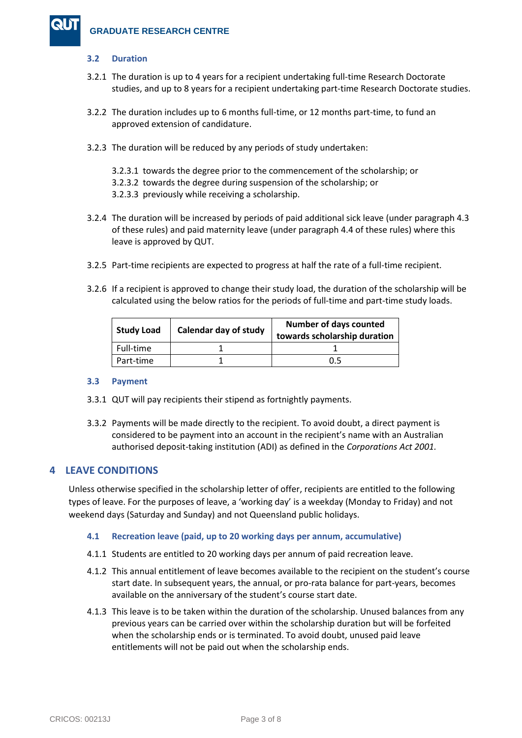### 3.2 Duration

3.2.1 The duration is up to 4 years for a recipient undertaking full-time Research Doctorate studies, and up to 8 years for a recipient undertaking part-time Research Doctorate studies.

3.2.2 The duration includes up to 6 months full-time, or 12 months part-time, to fund an approved extension of candidature.

3.2.3 The duration will be reduced by any periods of study undertaken:

3.2.3.1 towards the degree prior to the commencement of the scholarship; or
3.2.3.2 towards the degree during suspension of the scholarship; or
3.2.3.3 previously while receiving a scholarship.

3.2.4 The duration will be increased by periods of paid additional sick leave (under paragraph 4.3 of these rules) and paid maternity leave (under paragraph 4.4 of these rules) where this leave is approved by QUT.

3.2.5 Part-time recipients are expected to progress at half the rate of a full-time recipient.

3.2.6 If a recipient is approved to change their study load, the duration of the scholarship will be calculated using the below ratios for the periods of full-time and part-time study loads.

| Study Load | Calendar day of study | Number of days counted towards scholarship duration |
|---|---|---|
| Full-time | 1 | 1 |
| Part-time | 1 | 0.5 |

### 3.3 Payment

3.3.1 QUT will pay recipients their stipend as fortnightly payments.

3.3.2 Payments will be made directly to the recipient. To avoid doubt, a direct payment is considered to be payment into an account in the recipient's name with an Australian authorised deposit-taking institution (ADI) as defined in the *Corporations Act 2001*.

## 4 LEAVE CONDITIONS

Unless otherwise specified in the scholarship letter of offer, recipients are entitled to the following types of leave. For the purposes of leave, a 'working day' is a weekday (Monday to Friday) and not weekend days (Saturday and Sunday) and not Queensland public holidays.

### 4.1 Recreation leave (paid, up to 20 working days per annum, accumulative)

4.1.1 Students are entitled to 20 working days per annum of paid recreation leave.

4.1.2 This annual entitlement of leave becomes available to the recipient on the student's course start date. In subsequent years, the annual, or pro-rata balance for part-years, becomes available on the anniversary of the student's course start date.

4.1.3 This leave is to be taken within the duration of the scholarship. Unused balances from any previous years can be carried over within the scholarship duration but will be forfeited when the scholarship ends or is terminated. To avoid doubt, unused paid leave entitlements will not be paid out when the scholarship ends.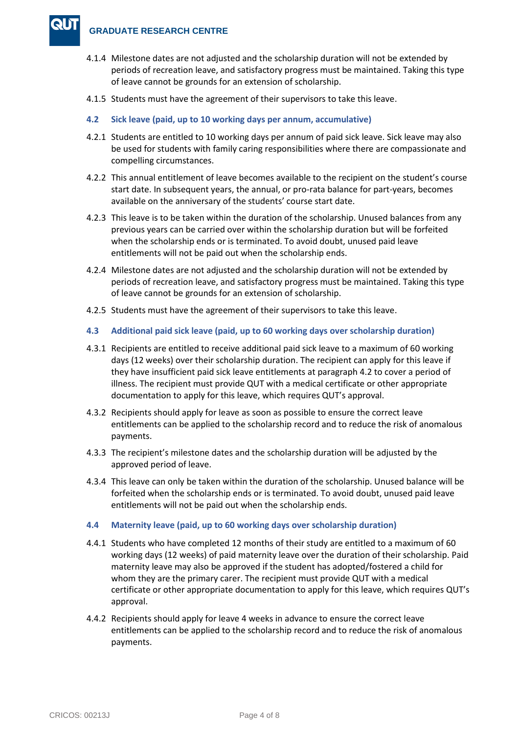4.1.4 Milestone dates are not adjusted and the scholarship duration will not be extended by periods of recreation leave, and satisfactory progress must be maintained. Taking this type of leave cannot be grounds for an extension of scholarship.

4.1.5 Students must have the agreement of their supervisors to take this leave.

### 4.2 Sick leave (paid, up to 10 working days per annum, accumulative)

4.2.1 Students are entitled to 10 working days per annum of paid sick leave. Sick leave may also be used for students with family caring responsibilities where there are compassionate and compelling circumstances.

4.2.2 This annual entitlement of leave becomes available to the recipient on the student's course start date. In subsequent years, the annual, or pro-rata balance for part-years, becomes available on the anniversary of the students' course start date.

4.2.3 This leave is to be taken within the duration of the scholarship. Unused balances from any previous years can be carried over within the scholarship duration but will be forfeited when the scholarship ends or is terminated. To avoid doubt, unused paid leave entitlements will not be paid out when the scholarship ends.

4.2.4 Milestone dates are not adjusted and the scholarship duration will not be extended by periods of recreation leave, and satisfactory progress must be maintained. Taking this type of leave cannot be grounds for an extension of scholarship.

4.2.5 Students must have the agreement of their supervisors to take this leave.

### 4.3 Additional paid sick leave (paid, up to 60 working days over scholarship duration)

4.3.1 Recipients are entitled to receive additional paid sick leave to a maximum of 60 working days (12 weeks) over their scholarship duration. The recipient can apply for this leave if they have insufficient paid sick leave entitlements at paragraph 4.2 to cover a period of illness. The recipient must provide QUT with a medical certificate or other appropriate documentation to apply for this leave, which requires QUT's approval.

4.3.2 Recipients should apply for leave as soon as possible to ensure the correct leave entitlements can be applied to the scholarship record and to reduce the risk of anomalous payments.

4.3.3 The recipient's milestone dates and the scholarship duration will be adjusted by the approved period of leave.

4.3.4 This leave can only be taken within the duration of the scholarship. Unused balance will be forfeited when the scholarship ends or is terminated. To avoid doubt, unused paid leave entitlements will not be paid out when the scholarship ends.

### 4.4 Maternity leave (paid, up to 60 working days over scholarship duration)

4.4.1 Students who have completed 12 months of their study are entitled to a maximum of 60 working days (12 weeks) of paid maternity leave over the duration of their scholarship. Paid maternity leave may also be approved if the student has adopted/fostered a child for whom they are the primary carer. The recipient must provide QUT with a medical certificate or other appropriate documentation to apply for this leave, which requires QUT's approval.

4.4.2 Recipients should apply for leave 4 weeks in advance to ensure the correct leave entitlements can be applied to the scholarship record and to reduce the risk of anomalous payments.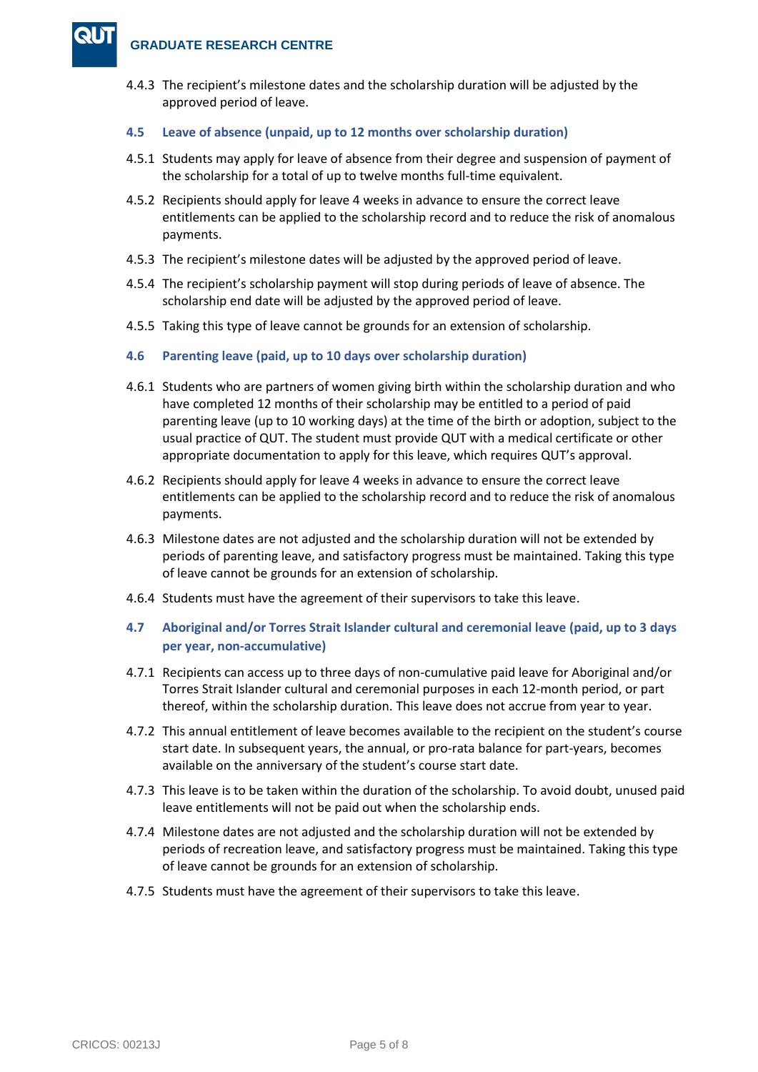4.4.3 The recipient's milestone dates and the scholarship duration will be adjusted by the approved period of leave.

### 4.5 Leave of absence (unpaid, up to 12 months over scholarship duration)

4.5.1 Students may apply for leave of absence from their degree and suspension of payment of the scholarship for a total of up to twelve months full-time equivalent.

4.5.2 Recipients should apply for leave 4 weeks in advance to ensure the correct leave entitlements can be applied to the scholarship record and to reduce the risk of anomalous payments.

4.5.3 The recipient's milestone dates will be adjusted by the approved period of leave.

4.5.4 The recipient's scholarship payment will stop during periods of leave of absence. The scholarship end date will be adjusted by the approved period of leave.

4.5.5 Taking this type of leave cannot be grounds for an extension of scholarship.

### 4.6 Parenting leave (paid, up to 10 days over scholarship duration)

4.6.1 Students who are partners of women giving birth within the scholarship duration and who have completed 12 months of their scholarship may be entitled to a period of paid parenting leave (up to 10 working days) at the time of the birth or adoption, subject to the usual practice of QUT. The student must provide QUT with a medical certificate or other appropriate documentation to apply for this leave, which requires QUT's approval.

4.6.2 Recipients should apply for leave 4 weeks in advance to ensure the correct leave entitlements can be applied to the scholarship record and to reduce the risk of anomalous payments.

4.6.3 Milestone dates are not adjusted and the scholarship duration will not be extended by periods of parenting leave, and satisfactory progress must be maintained. Taking this type of leave cannot be grounds for an extension of scholarship.

4.6.4 Students must have the agreement of their supervisors to take this leave.

### 4.7 Aboriginal and/or Torres Strait Islander cultural and ceremonial leave (paid, up to 3 days per year, non-accumulative)

4.7.1 Recipients can access up to three days of non-cumulative paid leave for Aboriginal and/or Torres Strait Islander cultural and ceremonial purposes in each 12-month period, or part thereof, within the scholarship duration. This leave does not accrue from year to year.

4.7.2 This annual entitlement of leave becomes available to the recipient on the student's course start date. In subsequent years, the annual, or pro-rata balance for part-years, becomes available on the anniversary of the student's course start date.

4.7.3 This leave is to be taken within the duration of the scholarship. To avoid doubt, unused paid leave entitlements will not be paid out when the scholarship ends.

4.7.4 Milestone dates are not adjusted and the scholarship duration will not be extended by periods of recreation leave, and satisfactory progress must be maintained. Taking this type of leave cannot be grounds for an extension of scholarship.

4.7.5 Students must have the agreement of their supervisors to take this leave.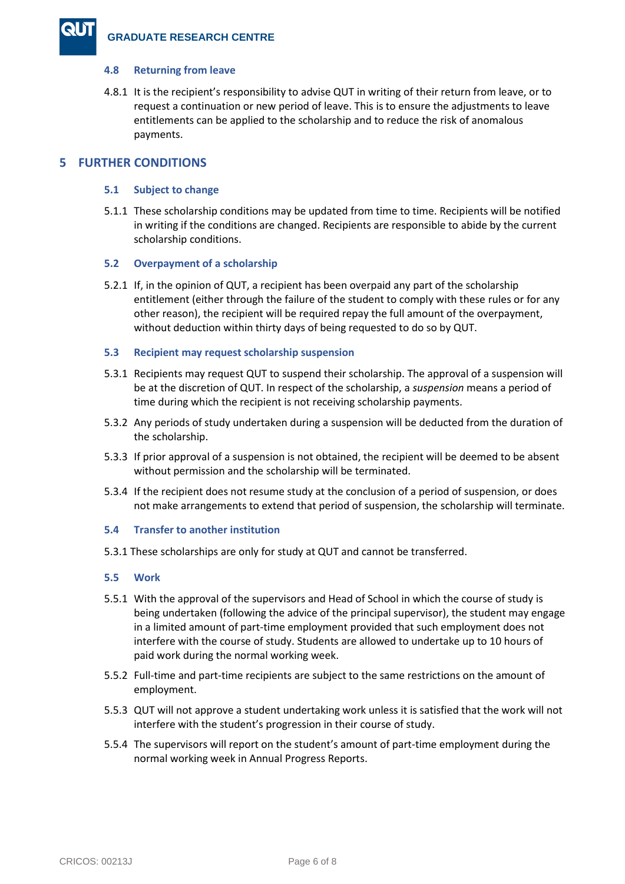### 4.8 Returning from leave

4.8.1 It is the recipient's responsibility to advise QUT in writing of their return from leave, or to request a continuation or new period of leave. This is to ensure the adjustments to leave entitlements can be applied to the scholarship and to reduce the risk of anomalous payments.

## 5 FURTHER CONDITIONS

### 5.1 Subject to change

5.1.1 These scholarship conditions may be updated from time to time. Recipients will be notified in writing if the conditions are changed. Recipients are responsible to abide by the current scholarship conditions.

### 5.2 Overpayment of a scholarship

5.2.1 If, in the opinion of QUT, a recipient has been overpaid any part of the scholarship entitlement (either through the failure of the student to comply with these rules or for any other reason), the recipient will be required repay the full amount of the overpayment, without deduction within thirty days of being requested to do so by QUT.

### 5.3 Recipient may request scholarship suspension

5.3.1 Recipients may request QUT to suspend their scholarship. The approval of a suspension will be at the discretion of QUT. In respect of the scholarship, a *suspension* means a period of time during which the recipient is not receiving scholarship payments.

5.3.2 Any periods of study undertaken during a suspension will be deducted from the duration of the scholarship.

5.3.3 If prior approval of a suspension is not obtained, the recipient will be deemed to be absent without permission and the scholarship will be terminated.

5.3.4 If the recipient does not resume study at the conclusion of a period of suspension, or does not make arrangements to extend that period of suspension, the scholarship will terminate.

### 5.4 Transfer to another institution

5.3.1 These scholarships are only for study at QUT and cannot be transferred.

### 5.5 Work

5.5.1 With the approval of the supervisors and Head of School in which the course of study is being undertaken (following the advice of the principal supervisor), the student may engage in a limited amount of part-time employment provided that such employment does not interfere with the course of study. Students are allowed to undertake up to 10 hours of paid work during the normal working week.

5.5.2 Full-time and part-time recipients are subject to the same restrictions on the amount of employment.

5.5.3 QUT will not approve a student undertaking work unless it is satisfied that the work will not interfere with the student's progression in their course of study.

5.5.4 The supervisors will report on the student's amount of part-time employment during the normal working week in Annual Progress Reports.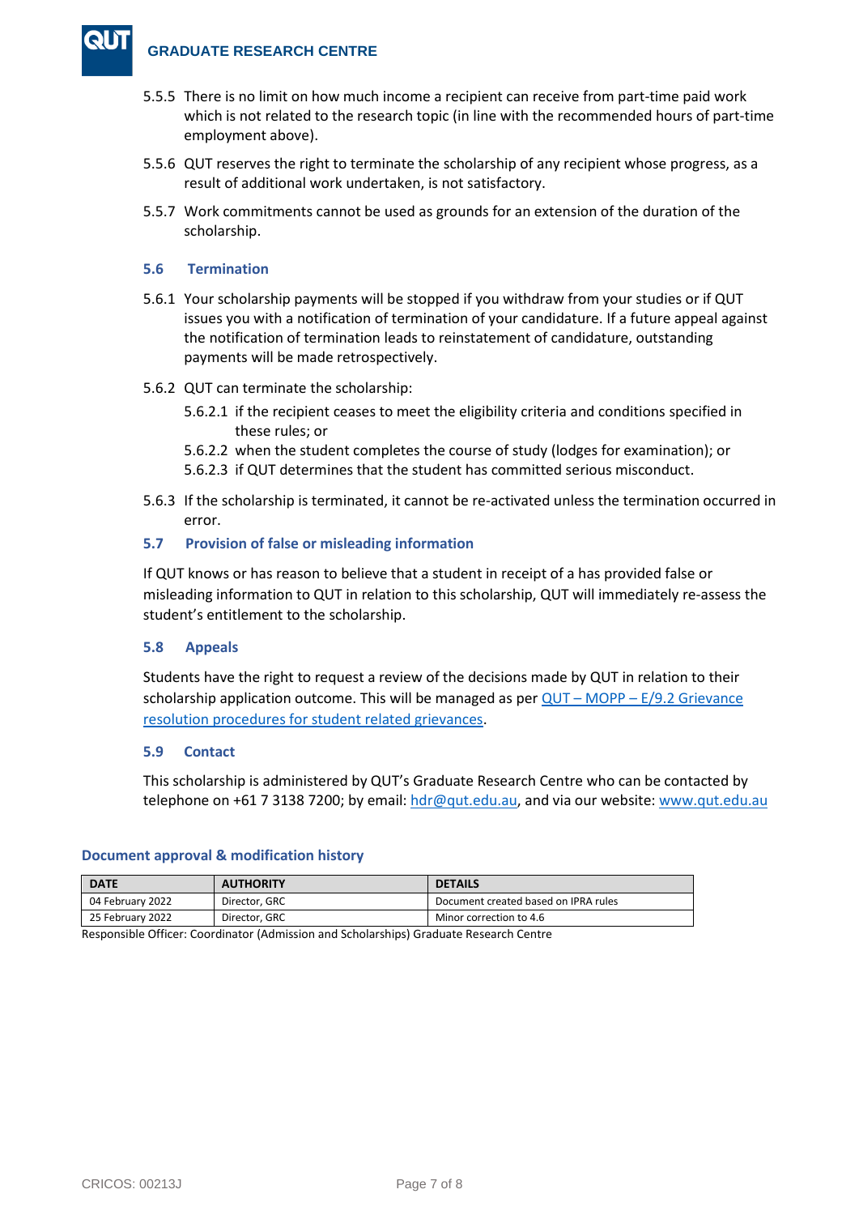5.5.5 There is no limit on how much income a recipient can receive from part-time paid work which is not related to the research topic (in line with the recommended hours of part-time employment above).

5.5.6 QUT reserves the right to terminate the scholarship of any recipient whose progress, as a result of additional work undertaken, is not satisfactory.

5.5.7 Work commitments cannot be used as grounds for an extension of the duration of the scholarship.

### 5.6 Termination

5.6.1 Your scholarship payments will be stopped if you withdraw from your studies or if QUT issues you with a notification of termination of your candidature. If a future appeal against the notification of termination leads to reinstatement of candidature, outstanding payments will be made retrospectively.

5.6.2 QUT can terminate the scholarship:

- 5.6.2.1 if the recipient ceases to meet the eligibility criteria and conditions specified in these rules; or
- 5.6.2.2 when the student completes the course of study (lodges for examination); or
- 5.6.2.3 if QUT determines that the student has committed serious misconduct.

5.6.3 If the scholarship is terminated, it cannot be re-activated unless the termination occurred in error.

### 5.7 Provision of false or misleading information

If QUT knows or has reason to believe that a student in receipt of a has provided false or misleading information to QUT in relation to this scholarship, QUT will immediately re-assess the student's entitlement to the scholarship.

### 5.8 Appeals

Students have the right to request a review of the decisions made by QUT in relation to their scholarship application outcome. This will be managed as per QUT – MOPP – E/9.2 Grievance resolution procedures for student related grievances.

### 5.9 Contact

This scholarship is administered by QUT's Graduate Research Centre who can be contacted by telephone on +61 7 3138 7200; by email: hdr@qut.edu.au, and via our website: www.qut.edu.au

### Document approval & modification history

| DATE | AUTHORITY | DETAILS |
|---|---|---|
| 04 February 2022 | Director, GRC | Document created based on IPRA rules |
| 25 February 2022 | Director, GRC | Minor correction to 4.6 |

Responsible Officer: Coordinator (Admission and Scholarships) Graduate Research Centre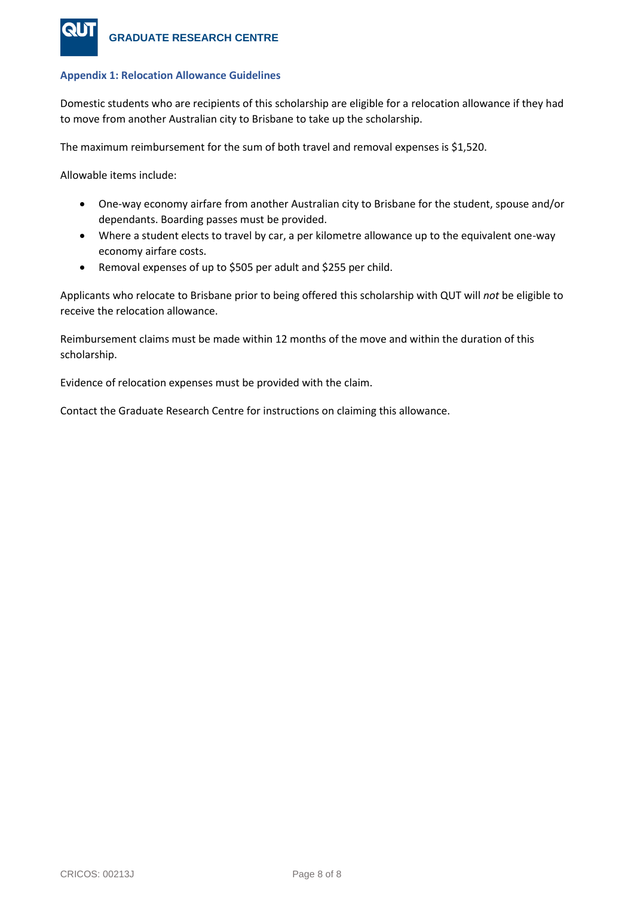### Appendix 1: Relocation Allowance Guidelines

Domestic students who are recipients of this scholarship are eligible for a relocation allowance if they had to move from another Australian city to Brisbane to take up the scholarship.

The maximum reimbursement for the sum of both travel and removal expenses is $1,520.

Allowable items include:

- One-way economy airfare from another Australian city to Brisbane for the student, spouse and/or dependants. Boarding passes must be provided.
- Where a student elects to travel by car, a per kilometre allowance up to the equivalent one-way economy airfare costs.
- Removal expenses of up to $505 per adult and $255 per child.

Applicants who relocate to Brisbane prior to being offered this scholarship with QUT will *not* be eligible to receive the relocation allowance.

Reimbursement claims must be made within 12 months of the move and within the duration of this scholarship.

Evidence of relocation expenses must be provided with the claim.

Contact the Graduate Research Centre for instructions on claiming this allowance.